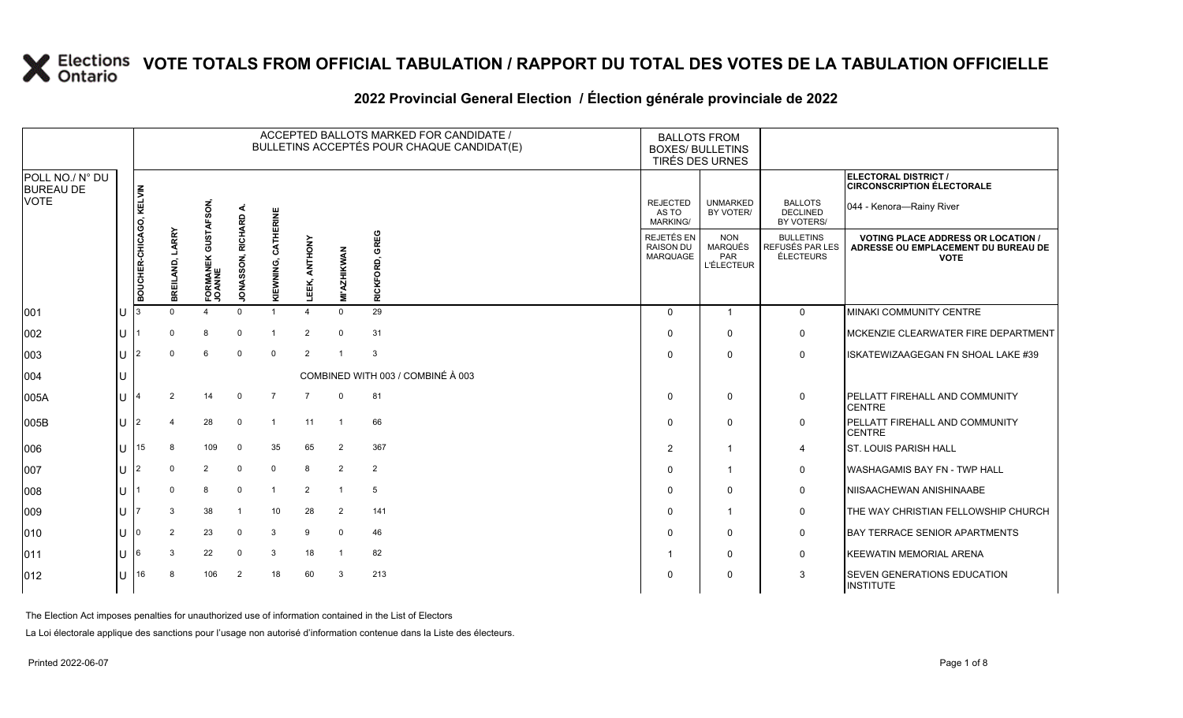# VOTE TOTALS FROM OFFICIAL TABULATION / RAPPORT DU TOTAL DES VOTES DE LA TABULATION OFFICIELLE

## 2022 Provincial General Election / Élection générale provinciale de 2022

**ELECTORAL DISTRICT / CIRCONSCRIPTION ÉLECTORALE:** 044 - Kenora—Rainy River

| POLL NO./ N° DU BUREAU DE VOTE | | ACCEPTED BALLOTS MARKED FOR CANDIDATE / BULLETINS ACCEPTÉS POUR CHAQUE CANDIDAT(E) | | | | | | | | BALLOTS FROM BOXES/ BULLETINS TIRÉS DES URNES | | | |
|---|---|---|---|---|---|---|---|---|---|---|---|---|---|
| | | BOUCHER-CHICAGO, KELVIN | BREILAND, LARRY | FORMANEK GUSTAFSON, JOANNE | JONASSON, RICHARD A. | KIEWNING, CATHERINE | LEEK, ANTHONY | MI'AZHIKWAN | RICKFORD, GREG | REJECTED AS TO MARKING/ REJETÉS EN RAISON DU MARQUAGE | UNMARKED BY VOTER/ NON MARQUÉS PAR L'ÉLECTEUR | BALLOTS DECLINED BY VOTERS/ BULLETINS REFUSÉS PAR LES ÉLECTEURS | VOTING PLACE ADDRESS OR LOCATION / ADRESSE OU EMPLACEMENT DU BUREAU DE VOTE |
| 001 | U | 3 | 0 | 4 | 0 | 1 | 4 | 0 | 29 | 0 | 1 | 0 | MINAKI COMMUNITY CENTRE |
| 002 | U | 1 | 0 | 8 | 0 | 1 | 2 | 0 | 31 | 0 | 0 | 0 | MCKENZIE CLEARWATER FIRE DEPARTMENT |
| 003 | U | 2 | 0 | 6 | 0 | 0 | 2 | 1 | 3 | 0 | 0 | 0 | ISKATEWIZAAGEGAN FN SHOAL LAKE #39 |
| 004 | U | COMBINED WITH 003 / COMBINÉ À 003 | | | | | | | | | | | |
| 005A | U | 4 | 2 | 14 | 0 | 7 | 7 | 0 | 81 | 0 | 0 | 0 | PELLATT FIREHALL AND COMMUNITY CENTRE |
| 005B | U | 2 | 4 | 28 | 0 | 1 | 11 | 1 | 66 | 0 | 0 | 0 | PELLATT FIREHALL AND COMMUNITY CENTRE |
| 006 | U | 15 | 8 | 109 | 0 | 35 | 65 | 2 | 367 | 2 | 1 | 4 | ST. LOUIS PARISH HALL |
| 007 | U | 2 | 0 | 2 | 0 | 0 | 8 | 2 | 2 | 0 | 1 | 0 | WASHAGAMIS BAY FN - TWP HALL |
| 008 | U | 1 | 0 | 8 | 0 | 1 | 2 | 1 | 5 | 0 | 0 | 0 | NIISAACHEWAN ANISHINAABE |
| 009 | U | 7 | 3 | 38 | 1 | 10 | 28 | 2 | 141 | 0 | 1 | 0 | THE WAY CHRISTIAN FELLOWSHIP CHURCH |
| 010 | U | 0 | 2 | 23 | 0 | 3 | 9 | 0 | 46 | 0 | 0 | 0 | BAY TERRACE SENIOR APARTMENTS |
| 011 | U | 6 | 3 | 22 | 0 | 3 | 18 | 1 | 82 | 1 | 0 | 0 | KEEWATIN MEMORIAL ARENA |
| 012 | U | 16 | 8 | 106 | 2 | 18 | 60 | 3 | 213 | 0 | 0 | 3 | SEVEN GENERATIONS EDUCATION INSTITUTE |

The Election Act imposes penalties for unauthorized use of information contained in the List of Electors

La Loi électorale applique des sanctions pour l'usage non autorisé d'information contenue dans la Liste des électeurs.

Printed 2022-06-07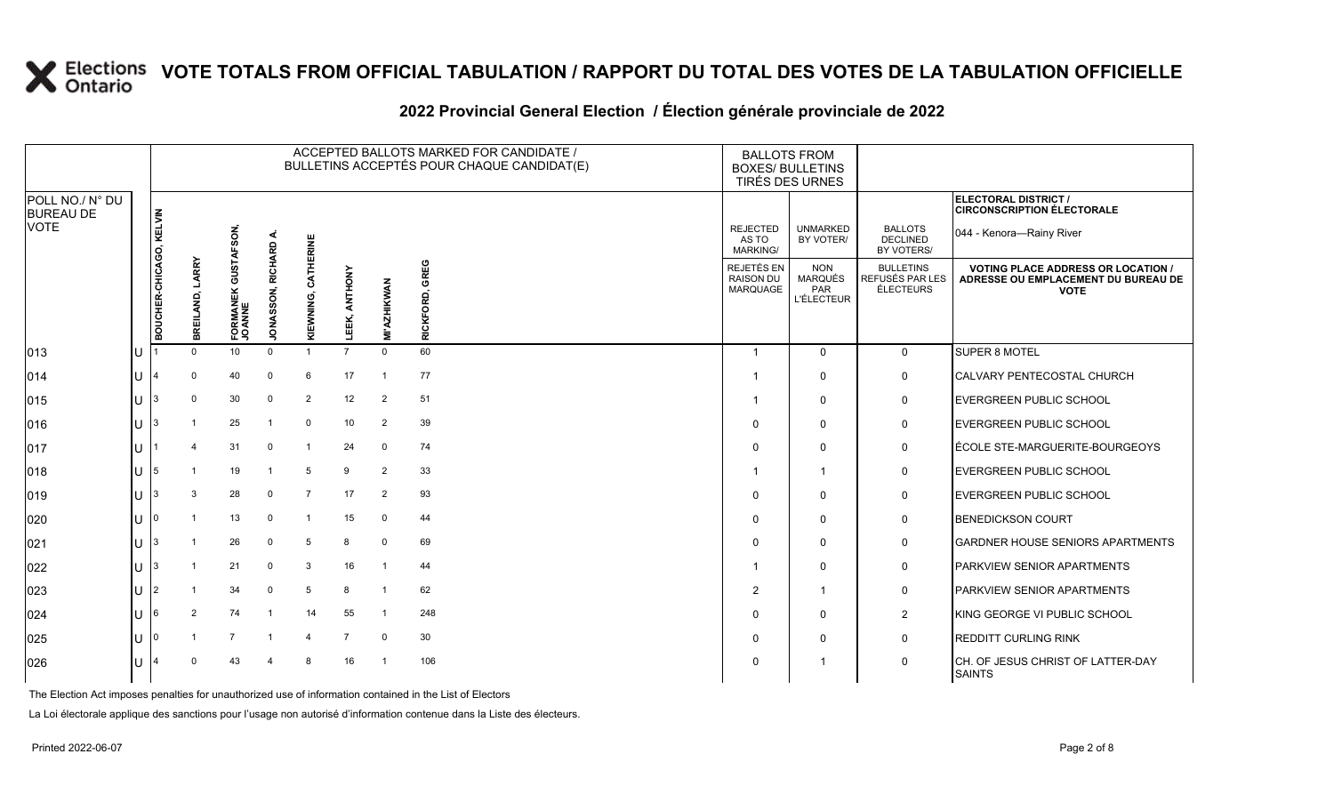# VOTE TOTALS FROM OFFICIAL TABULATION / RAPPORT DU TOTAL DES VOTES DE LA TABULATION OFFICIELLE

## 2022 Provincial General Election / Élection générale provinciale de 2022

ELECTORAL DISTRICT / CIRCONSCRIPTION ÉLECTORALE: 044 - Kenora—Rainy River

| POLL NO./ N° DU BUREAU DE VOTE | | ACCEPTED BALLOTS MARKED FOR CANDIDATE / BULLETINS ACCEPTÉS POUR CHAQUE CANDIDAT(E) | | | | | | | | BALLOTS FROM BOXES/ BULLETINS TIRÉS DES URNES | | | |
|---|---|---|---|---|---|---|---|---|---|---|---|---|---|
| | | BOUCHER-CHICAGO, KELVIN | BREILAND, LARRY | FORMANEK GUSTAFSON, JOANNE | JONASSON, RICHARD A. | KIEWNING, CATHERINE | LEEK, ANTHONY | MI'AZHIKWAN | RICKFORD, GREG | REJECTED AS TO MARKING/ REJETÉS EN RAISON DU MARQUAGE | UNMARKED BY VOTER/ NON MARQUÉS PAR L'ÉLECTEUR | BALLOTS DECLINED BY VOTERS/ BULLETINS REFUSÉS PAR LES ÉLECTEURS | VOTING PLACE ADDRESS OR LOCATION / ADRESSE OU EMPLACEMENT DU BUREAU DE VOTE |
| 013 | U | 1 | 0 | 10 | 0 | 1 | 7 | 0 | 60 | 1 | 0 | 0 | SUPER 8 MOTEL |
| 014 | U | 4 | 0 | 40 | 0 | 6 | 17 | 1 | 77 | 1 | 0 | 0 | CALVARY PENTECOSTAL CHURCH |
| 015 | U | 3 | 0 | 30 | 0 | 2 | 12 | 2 | 51 | 1 | 0 | 0 | EVERGREEN PUBLIC SCHOOL |
| 016 | U | 3 | 1 | 25 | 1 | 0 | 10 | 2 | 39 | 0 | 0 | 0 | EVERGREEN PUBLIC SCHOOL |
| 017 | U | 1 | 4 | 31 | 0 | 1 | 24 | 0 | 74 | 0 | 0 | 0 | ÉCOLE STE-MARGUERITE-BOURGEOYS |
| 018 | U | 5 | 1 | 19 | 1 | 5 | 9 | 2 | 33 | 1 | 1 | 0 | EVERGREEN PUBLIC SCHOOL |
| 019 | U | 3 | 3 | 28 | 0 | 7 | 17 | 2 | 93 | 0 | 0 | 0 | EVERGREEN PUBLIC SCHOOL |
| 020 | U | 0 | 1 | 13 | 0 | 1 | 15 | 0 | 44 | 0 | 0 | 0 | BENEDICKSON COURT |
| 021 | U | 3 | 1 | 26 | 0 | 5 | 8 | 0 | 69 | 0 | 0 | 0 | GARDNER HOUSE SENIORS APARTMENTS |
| 022 | U | 3 | 1 | 21 | 0 | 3 | 16 | 1 | 44 | 1 | 0 | 0 | PARKVIEW SENIOR APARTMENTS |
| 023 | U | 2 | 1 | 34 | 0 | 5 | 8 | 1 | 62 | 2 | 1 | 0 | PARKVIEW SENIOR APARTMENTS |
| 024 | U | 6 | 2 | 74 | 1 | 14 | 55 | 1 | 248 | 0 | 0 | 2 | KING GEORGE VI PUBLIC SCHOOL |
| 025 | U | 0 | 1 | 7 | 1 | 4 | 7 | 0 | 30 | 0 | 0 | 0 | REDDITT CURLING RINK |
| 026 | U | 4 | 0 | 43 | 4 | 8 | 16 | 1 | 106 | 0 | 1 | 0 | CH. OF JESUS CHRIST OF LATTER-DAY SAINTS |

The Election Act imposes penalties for unauthorized use of information contained in the List of Electors

La Loi électorale applique des sanctions pour l'usage non autorisé d'information contenue dans la Liste des électeurs.

Printed 2022-06-07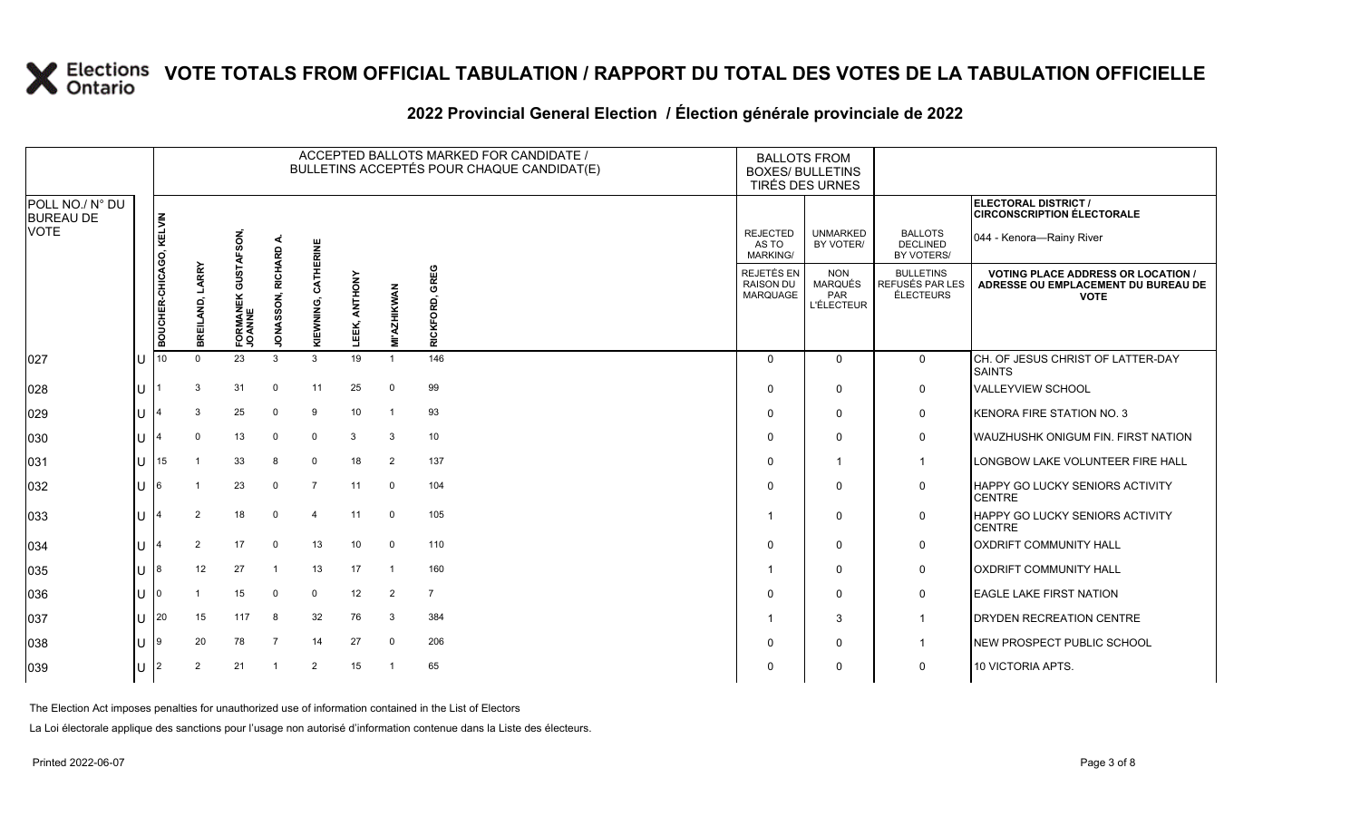# VOTE TOTALS FROM OFFICIAL TABULATION / RAPPORT DU TOTAL DES VOTES DE LA TABULATION OFFICIELLE

## 2022 Provincial General Election / Élection générale provinciale de 2022

ELECTORAL DISTRICT / CIRCONSCRIPTION ÉLECTORALE: 044 - Kenora—Rainy River

| POLL NO./ N° DU BUREAU DE VOTE | | ACCEPTED BALLOTS MARKED FOR CANDIDATE / BULLETINS ACCEPTÉS POUR CHAQUE CANDIDAT(E) | | | | | | | | BALLOTS FROM BOXES/ BULLETINS TIRÉS DES URNES | | | |
|---|---|---|---|---|---|---|---|---|---|---|---|---|---|
| | | BOUCHER-CHICAGO, KELVIN | BREILAND, LARRY | FORMANEK GUSTAFSON, JOANNE | JONASSON, RICHARD A. | KIEWNING, CATHERINE | LEEK, ANTHONY | MI'AZHIKWAN | RICKFORD, GREG | REJECTED AS TO MARKING/ REJETÉS EN RAISON DU MARQUAGE | UNMARKED BY VOTER/ NON MARQUÉS PAR L'ÉLECTEUR | BALLOTS DECLINED BY VOTERS/ BULLETINS REFUSÉS PAR LES ÉLECTEURS | VOTING PLACE ADDRESS OR LOCATION / ADRESSE OU EMPLACEMENT DU BUREAU DE VOTE |
| 027 | U | 10 | 0 | 23 | 3 | 3 | 19 | 1 | 146 | 0 | 0 | 0 | CH. OF JESUS CHRIST OF LATTER-DAY SAINTS |
| 028 | U | 1 | 3 | 31 | 0 | 11 | 25 | 0 | 99 | 0 | 0 | 0 | VALLEYVIEW SCHOOL |
| 029 | U | 4 | 3 | 25 | 0 | 9 | 10 | 1 | 93 | 0 | 0 | 0 | KENORA FIRE STATION NO. 3 |
| 030 | U | 4 | 0 | 13 | 0 | 0 | 3 | 3 | 10 | 0 | 0 | 0 | WAUZHUSHK ONIGUM FIN. FIRST NATION |
| 031 | U | 15 | 1 | 33 | 8 | 0 | 18 | 2 | 137 | 0 | 1 | 1 | LONGBOW LAKE VOLUNTEER FIRE HALL |
| 032 | U | 6 | 1 | 23 | 0 | 7 | 11 | 0 | 104 | 0 | 0 | 0 | HAPPY GO LUCKY SENIORS ACTIVITY CENTRE |
| 033 | U | 4 | 2 | 18 | 0 | 4 | 11 | 0 | 105 | 1 | 0 | 0 | HAPPY GO LUCKY SENIORS ACTIVITY CENTRE |
| 034 | U | 4 | 2 | 17 | 0 | 13 | 10 | 0 | 110 | 0 | 0 | 0 | OXDRIFT COMMUNITY HALL |
| 035 | U | 8 | 12 | 27 | 1 | 13 | 17 | 1 | 160 | 1 | 0 | 0 | OXDRIFT COMMUNITY HALL |
| 036 | U | 0 | 1 | 15 | 0 | 0 | 12 | 2 | 7 | 0 | 0 | 0 | EAGLE LAKE FIRST NATION |
| 037 | U | 20 | 15 | 117 | 8 | 32 | 76 | 3 | 384 | 1 | 3 | 1 | DRYDEN RECREATION CENTRE |
| 038 | U | 9 | 20 | 78 | 7 | 14 | 27 | 0 | 206 | 0 | 0 | 1 | NEW PROSPECT PUBLIC SCHOOL |
| 039 | U | 2 | 2 | 21 | 1 | 2 | 15 | 1 | 65 | 0 | 0 | 0 | 10 VICTORIA APTS. |

The Election Act imposes penalties for unauthorized use of information contained in the List of Electors

La Loi électorale applique des sanctions pour l'usage non autorisé d'information contenue dans la Liste des électeurs.

Printed 2022-06-07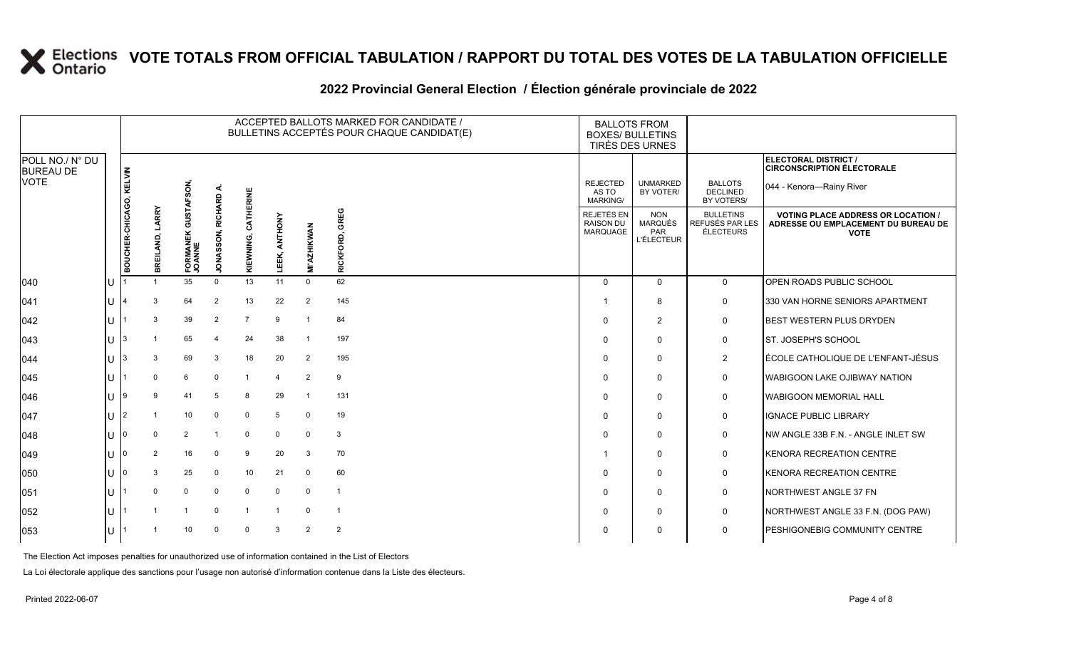# VOTE TOTALS FROM OFFICIAL TABULATION / RAPPORT DU TOTAL DES VOTES DE LA TABULATION OFFICIELLE

## 2022 Provincial General Election / Élection générale provinciale de 2022

ELECTORAL DISTRICT / CIRCONSCRIPTION ÉLECTORALE: 044 - Kenora—Rainy River

| POLL NO./ N° DU BUREAU DE VOTE | | ACCEPTED BALLOTS MARKED FOR CANDIDATE / BULLETINS ACCEPTÉS POUR CHAQUE CANDIDAT(E) | | | | | | | | BALLOTS FROM BOXES/ BULLETINS TIRÉS DES URNES | | | |
|---|---|---|---|---|---|---|---|---|---|---|---|---|---|
| | | BOUCHER-CHICAGO, KELVIN | BREILAND, LARRY | FORMANEK GUSTAFSON, JOANNE | JONASSON, RICHARD A. | KIEWNING, CATHERINE | LEEK, ANTHONY | MI'AZHIKWAN | RICKFORD, GREG | REJECTED AS TO MARKING/ REJETÉS EN RAISON DU MARQUAGE | UNMARKED BY VOTER/ NON MARQUÉS PAR L'ÉLECTEUR | BALLOTS DECLINED BY VOTERS/ BULLETINS REFUSÉS PAR LES ÉLECTEURS | VOTING PLACE ADDRESS OR LOCATION / ADRESSE OU EMPLACEMENT DU BUREAU DE VOTE |
| 040 | U | 1 | 1 | 35 | 0 | 13 | 11 | 0 | 62 | 0 | 0 | 0 | OPEN ROADS PUBLIC SCHOOL |
| 041 | U | 4 | 3 | 64 | 2 | 13 | 22 | 2 | 145 | 1 | 8 | 0 | 330 VAN HORNE SENIORS APARTMENT |
| 042 | U | 1 | 3 | 39 | 2 | 7 | 9 | 1 | 84 | 0 | 2 | 0 | BEST WESTERN PLUS DRYDEN |
| 043 | U | 3 | 1 | 65 | 4 | 24 | 38 | 1 | 197 | 0 | 0 | 0 | ST. JOSEPH'S SCHOOL |
| 044 | U | 3 | 3 | 69 | 3 | 18 | 20 | 2 | 195 | 0 | 0 | 2 | ÉCOLE CATHOLIQUE DE L'ENFANT-JÉSUS |
| 045 | U | 1 | 0 | 6 | 0 | 1 | 4 | 2 | 9 | 0 | 0 | 0 | WABIGOON LAKE OJIBWAY NATION |
| 046 | U | 9 | 9 | 41 | 5 | 8 | 29 | 1 | 131 | 0 | 0 | 0 | WABIGOON MEMORIAL HALL |
| 047 | U | 2 | 1 | 10 | 0 | 0 | 5 | 0 | 19 | 0 | 0 | 0 | IGNACE PUBLIC LIBRARY |
| 048 | U | 0 | 0 | 2 | 1 | 0 | 0 | 0 | 3 | 0 | 0 | 0 | NW ANGLE 33B F.N. - ANGLE INLET SW |
| 049 | U | 0 | 2 | 16 | 0 | 9 | 20 | 3 | 70 | 1 | 0 | 0 | KENORA RECREATION CENTRE |
| 050 | U | 0 | 3 | 25 | 0 | 10 | 21 | 0 | 60 | 0 | 0 | 0 | KENORA RECREATION CENTRE |
| 051 | U | 1 | 0 | 0 | 0 | 0 | 0 | 0 | 1 | 0 | 0 | 0 | NORTHWEST ANGLE 37 FN |
| 052 | U | 1 | 1 | 1 | 0 | 1 | 1 | 0 | 1 | 0 | 0 | 0 | NORTHWEST ANGLE 33 F.N. (DOG PAW) |
| 053 | U | 1 | 1 | 10 | 0 | 0 | 3 | 2 | 2 | 0 | 0 | 0 | PESHIGONEBIG COMMUNITY CENTRE |

The Election Act imposes penalties for unauthorized use of information contained in the List of Electors

La Loi électorale applique des sanctions pour l'usage non autorisé d'information contenue dans la Liste des électeurs.

Printed 2022-06-07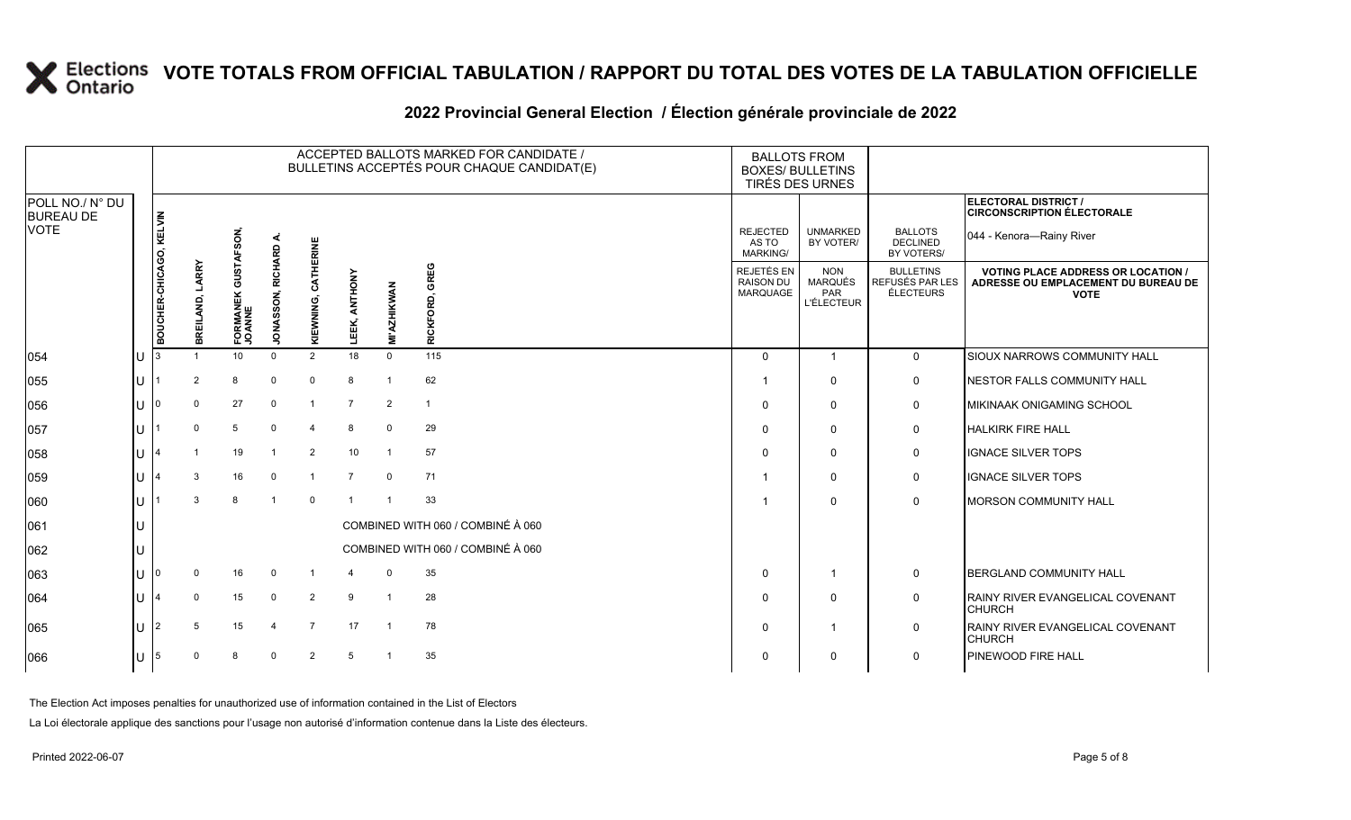# VOTE TOTALS FROM OFFICIAL TABULATION / RAPPORT DU TOTAL DES VOTES DE LA TABULATION OFFICIELLE

## 2022 Provincial General Election / Élection générale provinciale de 2022

ELECTORAL DISTRICT / CIRCONSCRIPTION ÉLECTORALE: 044 - Kenora—Rainy River

| POLL NO./ N° DU BUREAU DE VOTE | | BOUCHER-CHICAGO, KELVIN | BREILAND, LARRY | FORMANEK GUSTAFSON, JOANNE | JONASSON, RICHARD A. | KIEWNING, CATHERINE | LEEK, ANTHONY | MI'AZHIKWAN | RICKFORD, GREG | REJECTED AS TO MARKING/ REJETÉS EN RAISON DU MARQUAGE | UNMARKED BY VOTER/ NON MARQUÉS PAR L'ÉLECTEUR | BALLOTS DECLINED BY VOTERS/ BULLETINS REFUSÉS PAR LES ÉLECTEURS | VOTING PLACE ADDRESS OR LOCATION / ADRESSE OU EMPLACEMENT DU BUREAU DE VOTE |
|---|---|---|---|---|---|---|---|---|---|---|---|---|---|
| 054 | U | 3 | 1 | 10 | 0 | 2 | 18 | 0 | 115 | 0 | 1 | 0 | SIOUX NARROWS COMMUNITY HALL |
| 055 | U | 1 | 2 | 8 | 0 | 0 | 8 | 1 | 62 | 1 | 0 | 0 | NESTOR FALLS COMMUNITY HALL |
| 056 | U | 0 | 0 | 27 | 0 | 1 | 7 | 2 | 1 | 0 | 0 | 0 | MIKINAAK ONIGAMING SCHOOL |
| 057 | U | 1 | 0 | 5 | 0 | 4 | 8 | 0 | 29 | 0 | 0 | 0 | HALKIRK FIRE HALL |
| 058 | U | 4 | 1 | 19 | 1 | 2 | 10 | 1 | 57 | 0 | 0 | 0 | IGNACE SILVER TOPS |
| 059 | U | 4 | 3 | 16 | 0 | 1 | 7 | 0 | 71 | 1 | 0 | 0 | IGNACE SILVER TOPS |
| 060 | U | 1 | 3 | 8 | 1 | 0 | 1 | 1 | 33 | 1 | 0 | 0 | MORSON COMMUNITY HALL |
| 061 | U | COMBINED WITH 060 / COMBINÉ À 060 | | | | | | | | | | | |
| 062 | U | COMBINED WITH 060 / COMBINÉ À 060 | | | | | | | | | | | |
| 063 | U | 0 | 0 | 16 | 0 | 1 | 4 | 0 | 35 | 0 | 1 | 0 | BERGLAND COMMUNITY HALL |
| 064 | U | 4 | 0 | 15 | 0 | 2 | 9 | 1 | 28 | 0 | 0 | 0 | RAINY RIVER EVANGELICAL COVENANT CHURCH |
| 065 | U | 2 | 5 | 15 | 4 | 7 | 17 | 1 | 78 | 0 | 1 | 0 | RAINY RIVER EVANGELICAL COVENANT CHURCH |
| 066 | U | 5 | 0 | 8 | 0 | 2 | 5 | 1 | 35 | 0 | 0 | 0 | PINEWOOD FIRE HALL |

The Election Act imposes penalties for unauthorized use of information contained in the List of Electors

La Loi électorale applique des sanctions pour l'usage non autorisé d'information contenue dans la Liste des électeurs.

Printed 2022-06-07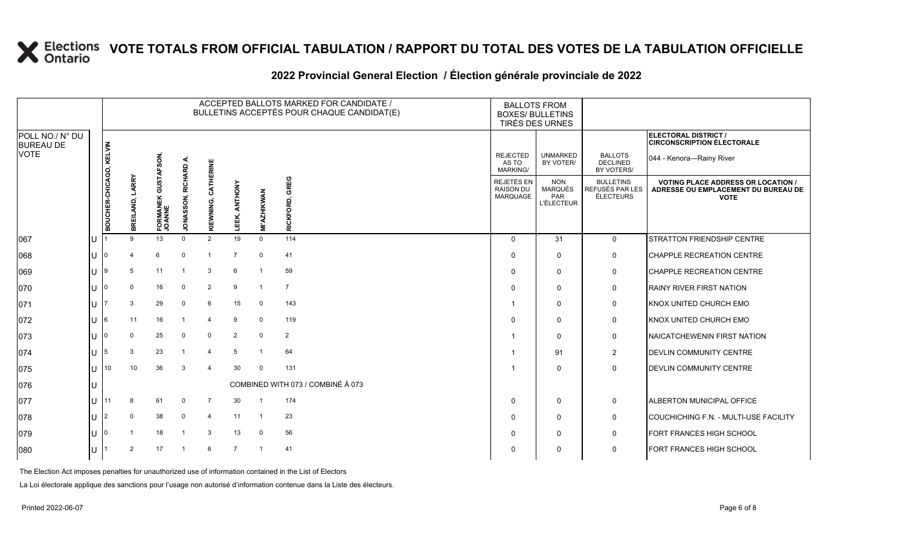# VOTE TOTALS FROM OFFICIAL TABULATION / RAPPORT DU TOTAL DES VOTES DE LA TABULATION OFFICIELLE

## 2022 Provincial General Election / Élection générale provinciale de 2022

ELECTORAL DISTRICT / CIRCONSCRIPTION ÉLECTORALE: 044 - Kenora—Rainy River

| POLL NO./ N° DU BUREAU DE VOTE | | BOUCHER-CHICAGO, KELVIN | BREILAND, LARRY | FORMANEK GUSTAFSON, JOANNE | JONASSON, RICHARD A. | KIEWNING, CATHERINE | LEEK, ANTHONY | MI'AZHIKWAN | RICKFORD, GREG | REJECTED AS TO MARKING/ REJETÉS EN RAISON DU MARQUAGE | UNMARKED BY VOTER/ NON MARQUÉS PAR L'ÉLECTEUR | BALLOTS DECLINED BY VOTERS/ BULLETINS REFUSÉS PAR LES ÉLECTEURS | VOTING PLACE ADDRESS OR LOCATION / ADRESSE OU EMPLACEMENT DU BUREAU DE VOTE |
|---|---|---|---|---|---|---|---|---|---|---|---|---|---|
| 067 | U | 1 | 9 | 13 | 0 | 2 | 19 | 0 | 114 | 0 | 31 | 0 | STRATTON FRIENDSHIP CENTRE |
| 068 | U | 0 | 4 | 6 | 0 | 1 | 7 | 0 | 41 | 0 | 0 | 0 | CHAPPLE RECREATION CENTRE |
| 069 | U | 9 | 5 | 11 | 1 | 3 | 6 | 1 | 59 | 0 | 0 | 0 | CHAPPLE RECREATION CENTRE |
| 070 | U | 0 | 0 | 16 | 0 | 2 | 9 | 1 | 7 | 0 | 0 | 0 | RAINY RIVER FIRST NATION |
| 071 | U | 7 | 3 | 29 | 0 | 6 | 15 | 0 | 143 | 1 | 0 | 0 | KNOX UNITED CHURCH EMO |
| 072 | U | 6 | 11 | 16 | 1 | 4 | 9 | 0 | 119 | 0 | 0 | 0 | KNOX UNITED CHURCH EMO |
| 073 | U | 0 | 0 | 25 | 0 | 0 | 2 | 0 | 2 | 1 | 0 | 0 | NAICATCHEWENIN FIRST NATION |
| 074 | U | 5 | 3 | 23 | 1 | 4 | 5 | 1 | 64 | 1 | 91 | 2 | DEVLIN COMMUNITY CENTRE |
| 075 | U | 10 | 10 | 36 | 3 | 4 | 30 | 0 | 131 | 1 | 0 | 0 | DEVLIN COMMUNITY CENTRE |
| 076 | U | COMBINED WITH 073 / COMBINÉ À 073 | | | | | | | | | | | |
| 077 | U | 11 | 8 | 61 | 0 | 7 | 30 | 1 | 174 | 0 | 0 | 0 | ALBERTON MUNICIPAL OFFICE |
| 078 | U | 2 | 0 | 38 | 0 | 4 | 11 | 1 | 23 | 0 | 0 | 0 | COUCHICHING F.N. - MULTI-USE FACILITY |
| 079 | U | 0 | 1 | 18 | 1 | 3 | 13 | 0 | 56 | 0 | 0 | 0 | FORT FRANCES HIGH SCHOOL |
| 080 | U | 1 | 2 | 17 | 1 | 6 | 7 | 1 | 41 | 0 | 0 | 0 | FORT FRANCES HIGH SCHOOL |

The Election Act imposes penalties for unauthorized use of information contained in the List of Electors

La Loi électorale applique des sanctions pour l'usage non autorisé d'information contenue dans la Liste des électeurs.

Printed 2022-06-07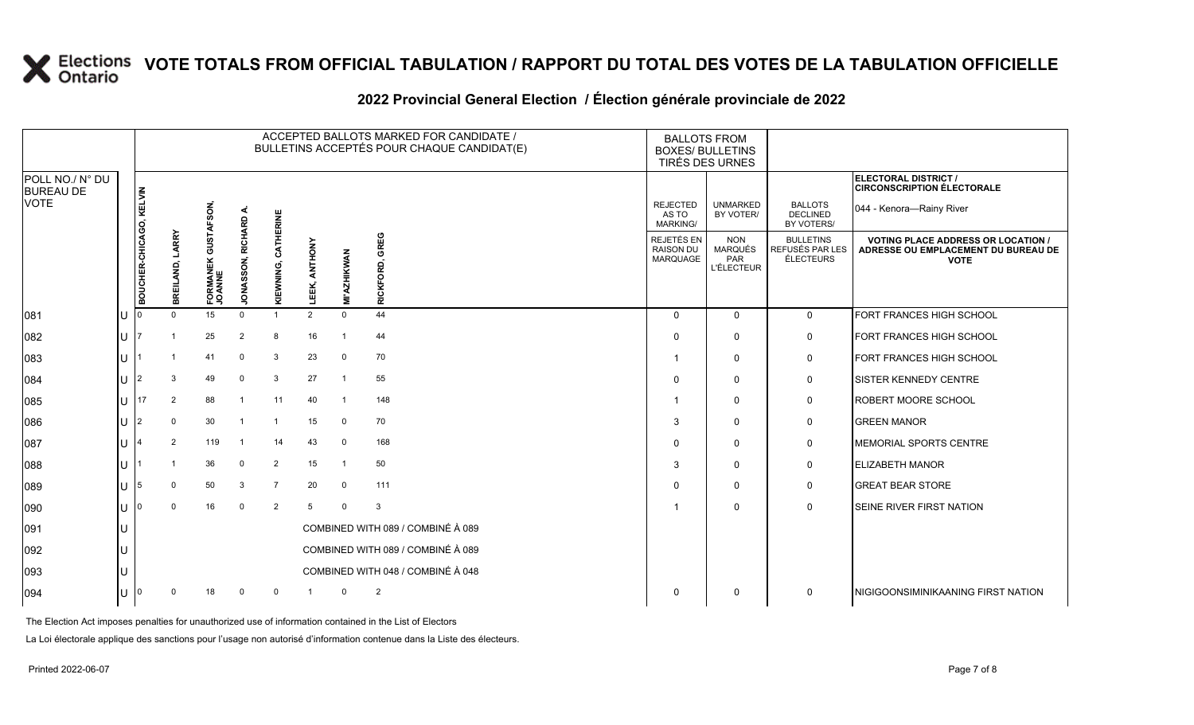# VOTE TOTALS FROM OFFICIAL TABULATION / RAPPORT DU TOTAL DES VOTES DE LA TABULATION OFFICIELLE

## 2022 Provincial General Election / Élection générale provinciale de 2022

ELECTORAL DISTRICT / CIRCONSCRIPTION ÉLECTORALE: 044 - Kenora—Rainy River

| POLL NO./ N° DU BUREAU DE VOTE | | ACCEPTED BALLOTS MARKED FOR CANDIDATE / BULLETINS ACCEPTÉS POUR CHAQUE CANDIDAT(E) | | | | | | | | BALLOTS FROM BOXES/ BULLETINS TIRÉS DES URNES | | | |
|---|---|---|---|---|---|---|---|---|---|---|---|---|---|
| | | BOUCHER-CHICAGO, KELVIN | BREILAND, LARRY | FORMANEK GUSTAFSON, JOANNE | JONASSON, RICHARD A. | KIEWNING, CATHERINE | LEEK, ANTHONY | MI'AZHIKWAN | RICKFORD, GREG | REJECTED AS TO MARKING/ REJETÉS EN RAISON DU MARQUAGE | UNMARKED BY VOTER/ NON MARQUÉS PAR L'ÉLECTEUR | BALLOTS DECLINED BY VOTERS/ BULLETINS REFUSÉS PAR LES ÉLECTEURS | VOTING PLACE ADDRESS OR LOCATION / ADRESSE OU EMPLACEMENT DU BUREAU DE VOTE |
| 081 | U | 0 | 0 | 15 | 0 | 1 | 2 | 0 | 44 | 0 | 0 | 0 | FORT FRANCES HIGH SCHOOL |
| 082 | U | 7 | 1 | 25 | 2 | 8 | 16 | 1 | 44 | 0 | 0 | 0 | FORT FRANCES HIGH SCHOOL |
| 083 | U | 1 | 1 | 41 | 0 | 3 | 23 | 0 | 70 | 1 | 0 | 0 | FORT FRANCES HIGH SCHOOL |
| 084 | U | 2 | 3 | 49 | 0 | 3 | 27 | 1 | 55 | 0 | 0 | 0 | SISTER KENNEDY CENTRE |
| 085 | U | 17 | 2 | 88 | 1 | 11 | 40 | 1 | 148 | 1 | 0 | 0 | ROBERT MOORE SCHOOL |
| 086 | U | 2 | 0 | 30 | 1 | 1 | 15 | 0 | 70 | 3 | 0 | 0 | GREEN MANOR |
| 087 | U | 4 | 2 | 119 | 1 | 14 | 43 | 0 | 168 | 0 | 0 | 0 | MEMORIAL SPORTS CENTRE |
| 088 | U | 1 | 1 | 36 | 0 | 2 | 15 | 1 | 50 | 3 | 0 | 0 | ELIZABETH MANOR |
| 089 | U | 5 | 0 | 50 | 3 | 7 | 20 | 0 | 111 | 0 | 0 | 0 | GREAT BEAR STORE |
| 090 | U | 0 | 0 | 16 | 0 | 2 | 5 | 0 | 3 | 1 | 0 | 0 | SEINE RIVER FIRST NATION |
| 091 | U | COMBINED WITH 089 / COMBINÉ À 089 | | | | | | | | | | | |
| 092 | U | COMBINED WITH 089 / COMBINÉ À 089 | | | | | | | | | | | |
| 093 | U | COMBINED WITH 048 / COMBINÉ À 048 | | | | | | | | | | | |
| 094 | U | 0 | 0 | 18 | 0 | 0 | 1 | 0 | 2 | 0 | 0 | 0 | NIGIGOONSIMINIKAANING FIRST NATION |

The Election Act imposes penalties for unauthorized use of information contained in the List of Electors

La Loi électorale applique des sanctions pour l'usage non autorisé d'information contenue dans la Liste des électeurs.

Printed 2022-06-07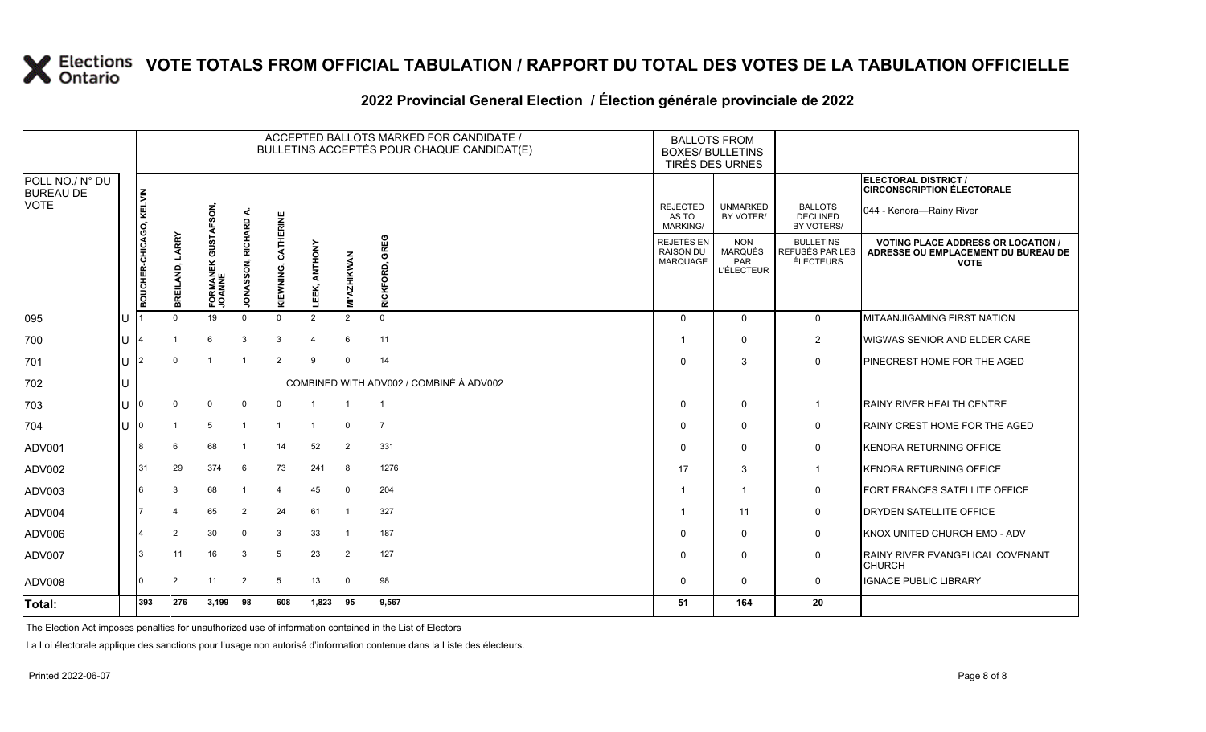# VOTE TOTALS FROM OFFICIAL TABULATION / RAPPORT DU TOTAL DES VOTES DE LA TABULATION OFFICIELLE

## 2022 Provincial General Election / Élection générale provinciale de 2022

ELECTORAL DISTRICT / CIRCONSCRIPTION ÉLECTORALE: 044 - Kenora—Rainy River

| POLL NO./ N° DU BUREAU DE VOTE | | ACCEPTED BALLOTS MARKED FOR CANDIDATE / BULLETINS ACCEPTÉS POUR CHAQUE CANDIDAT(E) | | | | | | | | BALLOTS FROM BOXES/ BULLETINS TIRÉS DES URNES | | | |
|---|---|---|---|---|---|---|---|---|---|---|---|---|---|
| | | BOUCHER-CHICAGO, KELVIN | BREILAND, LARRY | FORMANEK GUSTAFSON, JOANNE | JONASSON, RICHARD A. | KIEWNING, CATHERINE | LEEK, ANTHONY | MI'AZHIKWAN | RICKFORD, GREG | REJECTED AS TO MARKING/ REJETÉS EN RAISON DU MARQUAGE | UNMARKED BY VOTER/ NON MARQUÉS PAR L'ÉLECTEUR | BALLOTS DECLINED BY VOTERS/ BULLETINS REFUSÉS PAR LES ÉLECTEURS | VOTING PLACE ADDRESS OR LOCATION / ADRESSE OU EMPLACEMENT DU BUREAU DE VOTE |
| 095 | U | 1 | 0 | 19 | 0 | 0 | 2 | 2 | 0 | 0 | 0 | 0 | MITAANJIGAMING FIRST NATION |
| 700 | U | 4 | 1 | 6 | 3 | 3 | 4 | 6 | 11 | 1 | 0 | 2 | WIGWAS SENIOR AND ELDER CARE |
| 701 | U | 2 | 0 | 1 | 1 | 2 | 9 | 0 | 14 | 0 | 3 | 0 | PINECREST HOME FOR THE AGED |
| 702 | U | COMBINED WITH ADV002 / COMBINÉ À ADV002 | | | | | | | | | | | |
| 703 | U | 0 | 0 | 0 | 0 | 0 | 1 | 1 | 1 | 0 | 0 | 1 | RAINY RIVER HEALTH CENTRE |
| 704 | U | 0 | 1 | 5 | 1 | 1 | 1 | 0 | 7 | 0 | 0 | 0 | RAINY CREST HOME FOR THE AGED |
| ADV001 | | 8 | 6 | 68 | 1 | 14 | 52 | 2 | 331 | 0 | 0 | 0 | KENORA RETURNING OFFICE |
| ADV002 | | 31 | 29 | 374 | 6 | 73 | 241 | 8 | 1276 | 17 | 3 | 1 | KENORA RETURNING OFFICE |
| ADV003 | | 6 | 3 | 68 | 1 | 4 | 45 | 0 | 204 | 1 | 1 | 0 | FORT FRANCES SATELLITE OFFICE |
| ADV004 | | 7 | 4 | 65 | 2 | 24 | 61 | 1 | 327 | 1 | 11 | 0 | DRYDEN SATELLITE OFFICE |
| ADV006 | | 4 | 2 | 30 | 0 | 3 | 33 | 1 | 187 | 0 | 0 | 0 | KNOX UNITED CHURCH EMO - ADV |
| ADV007 | | 3 | 11 | 16 | 3 | 5 | 23 | 2 | 127 | 0 | 0 | 0 | RAINY RIVER EVANGELICAL COVENANT CHURCH |
| ADV008 | | 0 | 2 | 11 | 2 | 5 | 13 | 0 | 98 | 0 | 0 | 0 | IGNACE PUBLIC LIBRARY |
| Total: | | 393 | 276 | 3,199 | 98 | 608 | 1,823 | 95 | 9,567 | 51 | 164 | 20 | |

The Election Act imposes penalties for unauthorized use of information contained in the List of Electors

La Loi électorale applique des sanctions pour l'usage non autorisé d'information contenue dans la Liste des électeurs.

Printed 2022-06-07